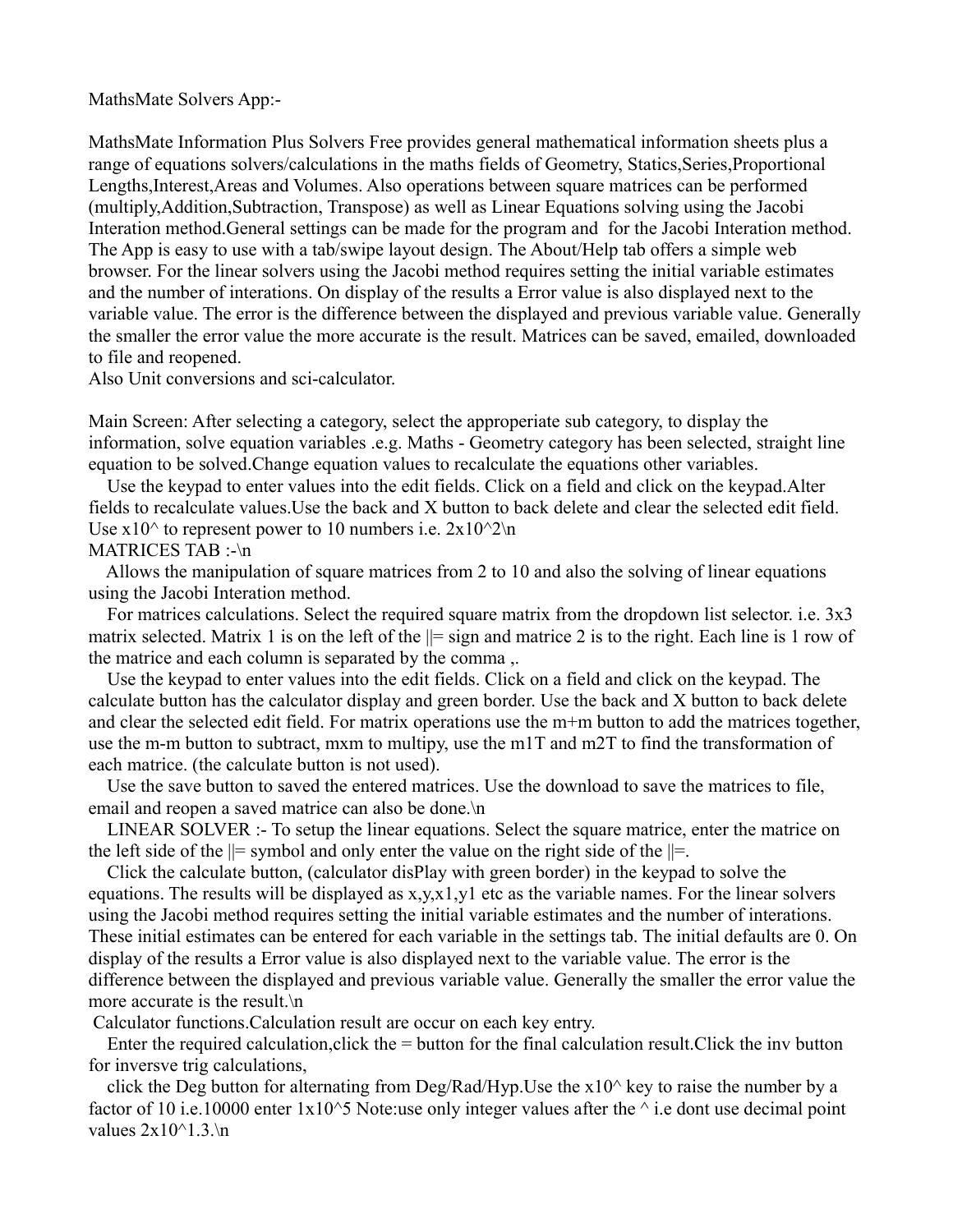MathsMate Solvers App:-

MathsMate Information Plus Solvers Free provides general mathematical information sheets plus a range of equations solvers/calculations in the maths fields of Geometry, Statics,Series,Proportional Lengths,Interest,Areas and Volumes. Also operations between square matrices can be performed (multiply,Addition,Subtraction, Transpose) as well as Linear Equations solving using the Jacobi Interation method.General settings can be made for the program and for the Jacobi Interation method. The App is easy to use with a tab/swipe layout design. The About/Help tab offers a simple web browser. For the linear solvers using the Jacobi method requires setting the initial variable estimates and the number of interations. On display of the results a Error value is also displayed next to the variable value. The error is the difference between the displayed and previous variable value. Generally the smaller the error value the more accurate is the result. Matrices can be saved, emailed, downloaded to file and reopened.
Also Unit conversions and sci-calculator.

Main Screen: After selecting a category, select the approperiate sub category, to display the information, solve equation variables .e.g. Maths - Geometry category has been selected, straight line equation to be solved.Change equation values to recalculate the equations other variables.

Use the keypad to enter values into the edit fields. Click on a field and click on the keypad.Alter fields to recalculate values.Use the back and X button to back delete and clear the selected edit field. Use x10^ to represent power to 10 numbers i.e. 2x10^2\n
MATRICES TAB :-\n

Allows the manipulation of square matrices from 2 to 10 and also the solving of linear equations using the Jacobi Interation method.

For matrices calculations. Select the required square matrix from the dropdown list selector. i.e. 3x3 matrix selected. Matrix 1 is on the left of the ||= sign and matrice 2 is to the right. Each line is 1 row of the matrice and each column is separated by the comma ,.

Use the keypad to enter values into the edit fields. Click on a field and click on the keypad. The calculate button has the calculator display and green border. Use the back and X button to back delete and clear the selected edit field. For matrix operations use the m+m button to add the matrices together, use the m-m button to subtract, mxm to multipy, use the m1T and m2T to find the transformation of each matrice. (the calculate button is not used).

Use the save button to saved the entered matrices. Use the download to save the matrices to file, email and reopen a saved matrice can also be done.\n

LINEAR SOLVER :- To setup the linear equations. Select the square matrice, enter the matrice on the left side of the ||= symbol and only enter the value on the right side of the ||=.

Click the calculate button, (calculator disPlay with green border) in the keypad to solve the equations. The results will be displayed as x,y,x1,y1 etc as the variable names. For the linear solvers using the Jacobi method requires setting the initial variable estimates and the number of interations. These initial estimates can be entered for each variable in the settings tab. The initial defaults are 0. On display of the results a Error value is also displayed next to the variable value. The error is the difference between the displayed and previous variable value. Generally the smaller the error value the more accurate is the result.\n

Calculator functions.Calculation result are occur on each key entry.

Enter the required calculation,click the = button for the final calculation result.Click the inv button for inversve trig calculations,

click the Deg button for alternating from Deg/Rad/Hyp.Use the x10^ key to raise the number by a factor of 10 i.e.10000 enter 1x10^5 Note:use only integer values after the ^ i.e dont use decimal point values 2x10^1.3.\n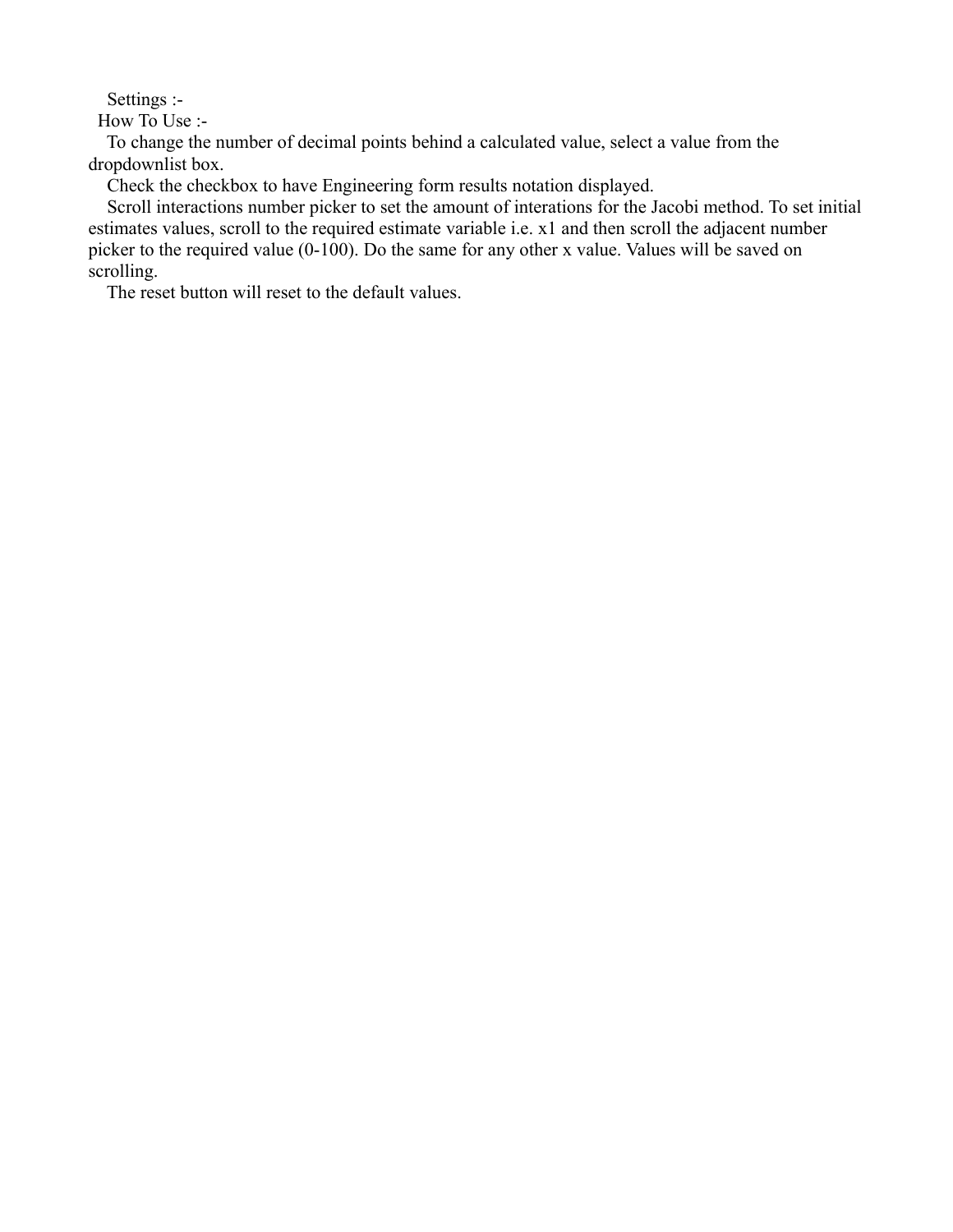Settings :-

How To Use :-

To change the number of decimal points behind a calculated value, select a value from the dropdownlist box.

Check the checkbox to have Engineering form results notation displayed.

Scroll interactions number picker to set the amount of interations for the Jacobi method. To set initial estimates values, scroll to the required estimate variable i.e. x1 and then scroll the adjacent number picker to the required value (0-100). Do the same for any other x value. Values will be saved on scrolling.

The reset button will reset to the default values.